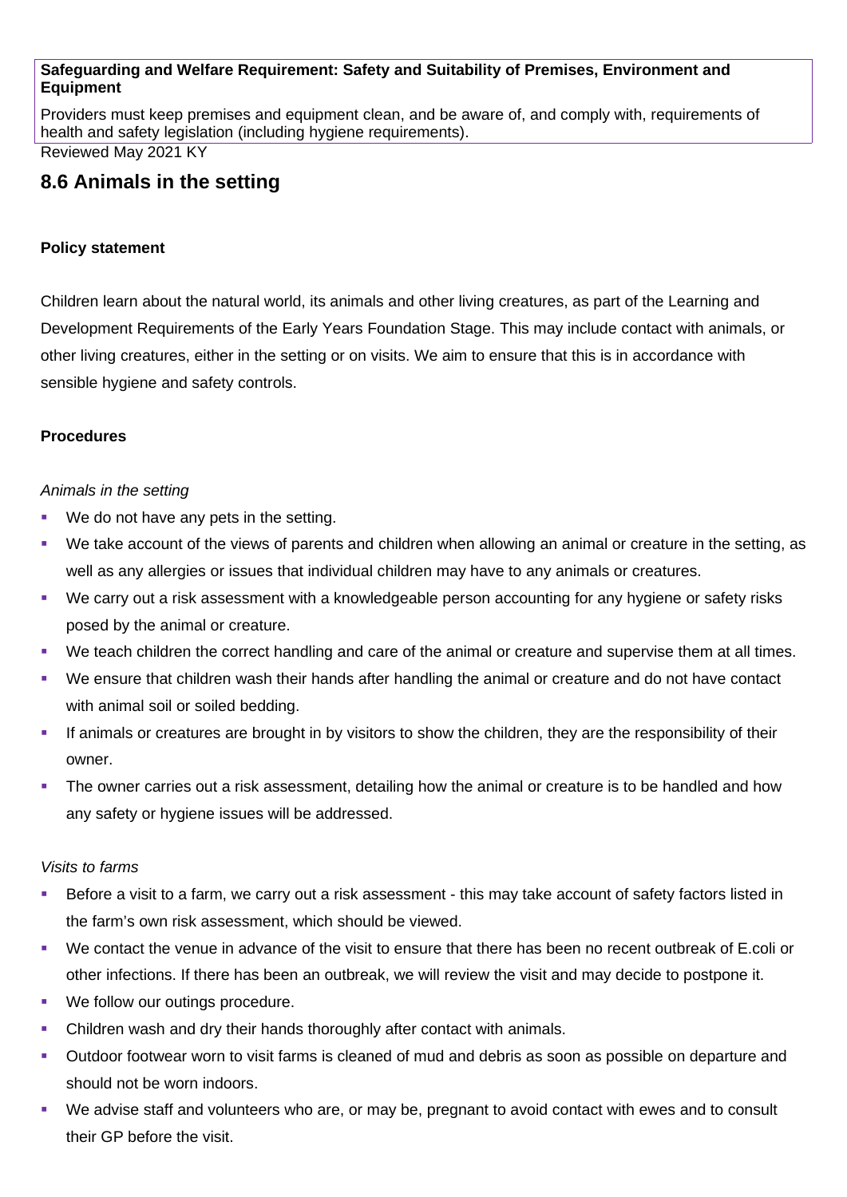**Safeguarding and Welfare Requirement: Safety and Suitability of Premises, Environment and Equipment**

Providers must keep premises and equipment clean, and be aware of, and comply with, requirements of health and safety legislation (including hygiene requirements).

Reviewed May 2021 KY

## 8.6 Animals in the setting

**Policy statement**

Children learn about the natural world, its animals and other living creatures, as part of the Learning and Development Requirements of the Early Years Foundation Stage. This may include contact with animals, or other living creatures, either in the setting or on visits. We aim to ensure that this is in accordance with sensible hygiene and safety controls.

**Procedures**

*Animals in the setting*

- We do not have any pets in the setting.
- We take account of the views of parents and children when allowing an animal or creature in the setting, as well as any allergies or issues that individual children may have to any animals or creatures.
- We carry out a risk assessment with a knowledgeable person accounting for any hygiene or safety risks posed by the animal or creature.
- We teach children the correct handling and care of the animal or creature and supervise them at all times.
- We ensure that children wash their hands after handling the animal or creature and do not have contact with animal soil or soiled bedding.
- If animals or creatures are brought in by visitors to show the children, they are the responsibility of their owner.
- The owner carries out a risk assessment, detailing how the animal or creature is to be handled and how any safety or hygiene issues will be addressed.

*Visits to farms*

- Before a visit to a farm, we carry out a risk assessment - this may take account of safety factors listed in the farm's own risk assessment, which should be viewed.
- We contact the venue in advance of the visit to ensure that there has been no recent outbreak of E.coli or other infections. If there has been an outbreak, we will review the visit and may decide to postpone it.
- We follow our outings procedure.
- Children wash and dry their hands thoroughly after contact with animals.
- Outdoor footwear worn to visit farms is cleaned of mud and debris as soon as possible on departure and should not be worn indoors.
- We advise staff and volunteers who are, or may be, pregnant to avoid contact with ewes and to consult their GP before the visit.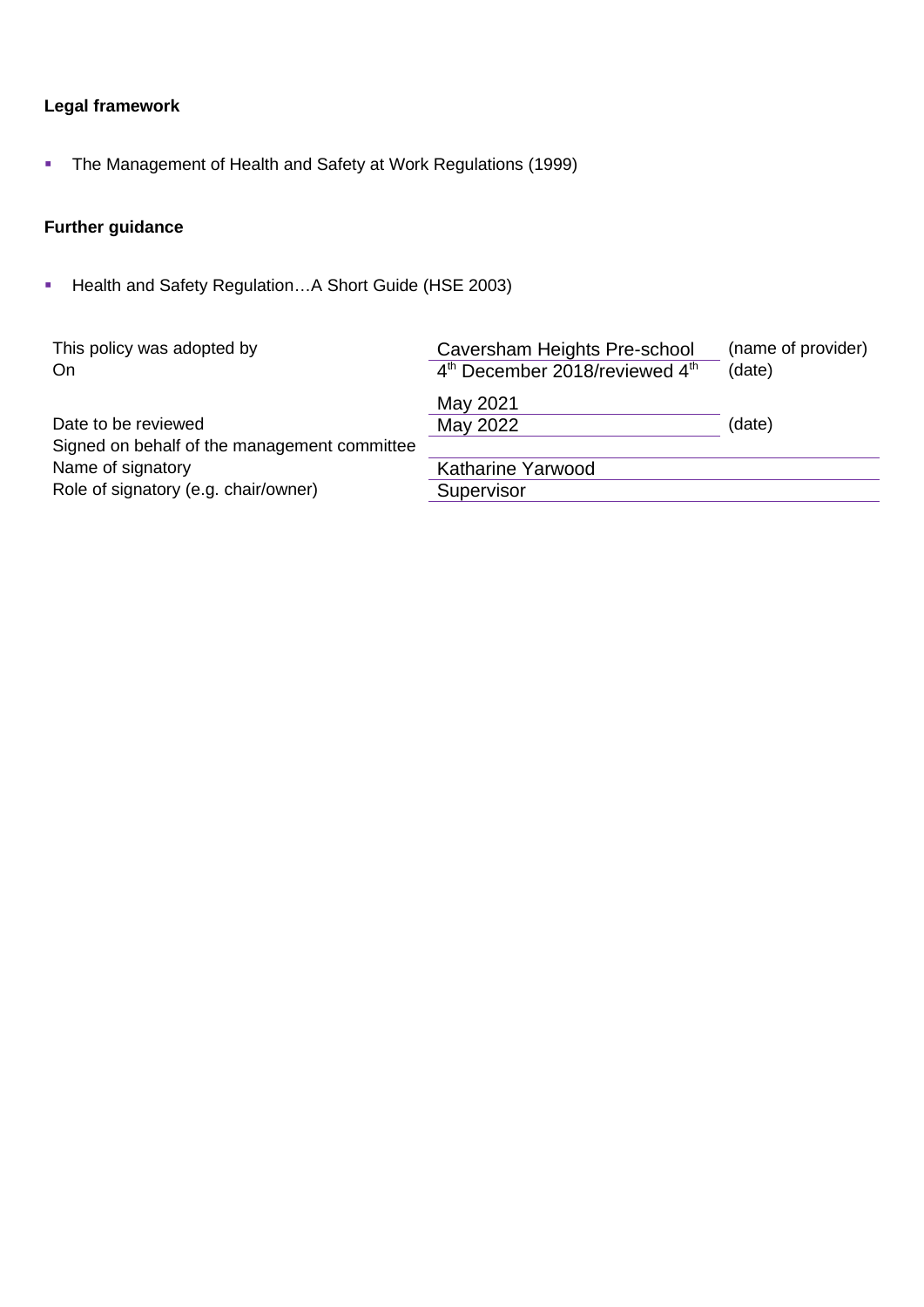**Legal framework**

- The Management of Health and Safety at Work Regulations (1999)

**Further guidance**

- Health and Safety Regulation…A Short Guide (HSE 2003)

| | | |
|---|---|---|
| This policy was adopted by | Caversham Heights Pre-school | (name of provider) |
| On | 4th December 2018/reviewed 4th May 2021 | (date) |
| Date to be reviewed | May 2022 | (date) |
| Signed on behalf of the management committee | | |
| Name of signatory | Katharine Yarwood | |
| Role of signatory (e.g. chair/owner) | Supervisor | |